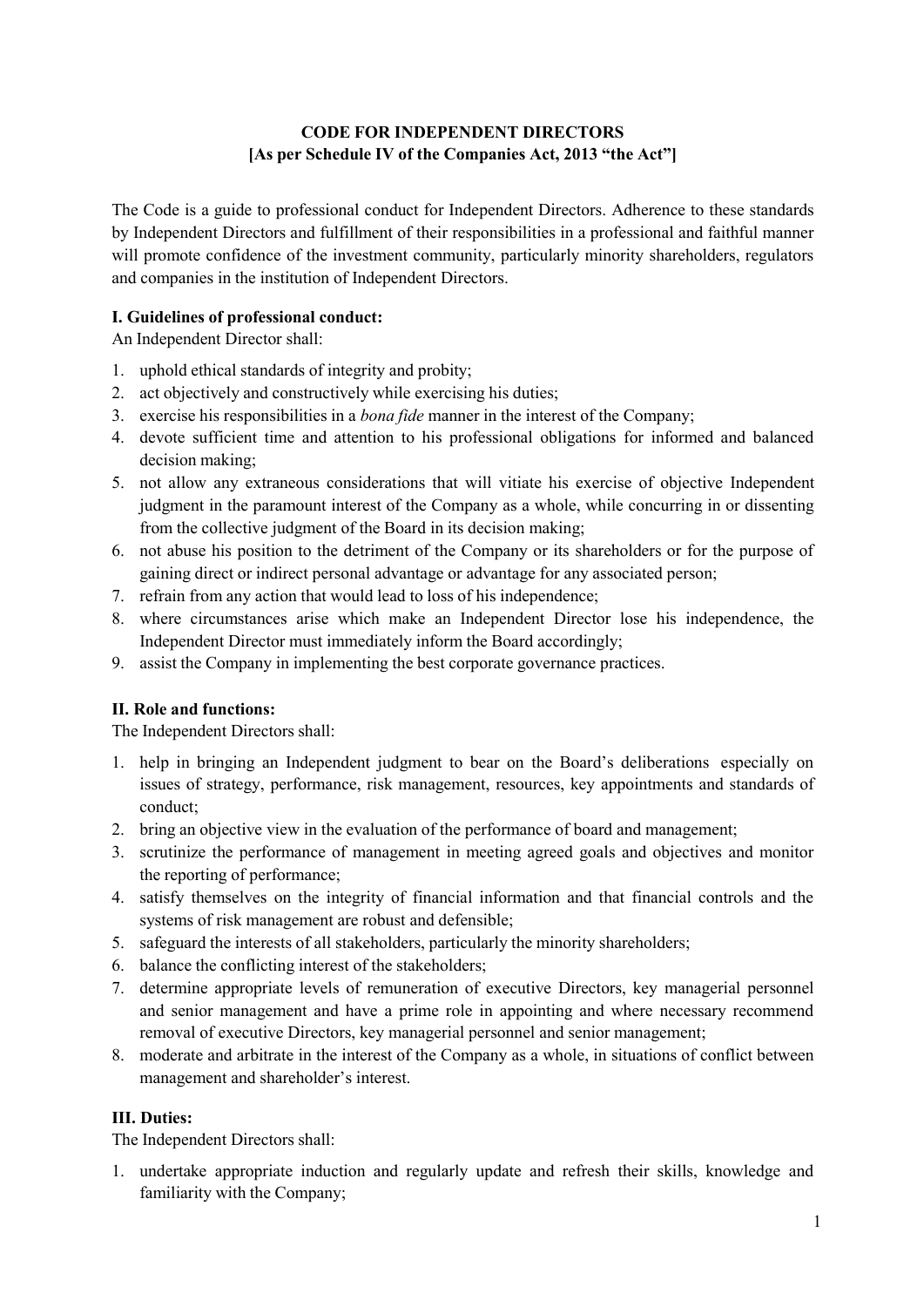# CODE FOR INDEPENDENT DIRECTORS

**[As per Schedule IV of the Companies Act, 2013 "the Act"]**

The Code is a guide to professional conduct for Independent Directors. Adherence to these standards by Independent Directors and fulfillment of their responsibilities in a professional and faithful manner will promote confidence of the investment community, particularly minority shareholders, regulators and companies in the institution of Independent Directors.

## I. Guidelines of professional conduct:

An Independent Director shall:

1. uphold ethical standards of integrity and probity;
2. act objectively and constructively while exercising his duties;
3. exercise his responsibilities in a *bona fide* manner in the interest of the Company;
4. devote sufficient time and attention to his professional obligations for informed and balanced decision making;
5. not allow any extraneous considerations that will vitiate his exercise of objective Independent judgment in the paramount interest of the Company as a whole, while concurring in or dissenting from the collective judgment of the Board in its decision making;
6. not abuse his position to the detriment of the Company or its shareholders or for the purpose of gaining direct or indirect personal advantage or advantage for any associated person;
7. refrain from any action that would lead to loss of his independence;
8. where circumstances arise which make an Independent Director lose his independence, the Independent Director must immediately inform the Board accordingly;
9. assist the Company in implementing the best corporate governance practices.

## II. Role and functions:

The Independent Directors shall:

1. help in bringing an Independent judgment to bear on the Board's deliberations especially on issues of strategy, performance, risk management, resources, key appointments and standards of conduct;
2. bring an objective view in the evaluation of the performance of board and management;
3. scrutinize the performance of management in meeting agreed goals and objectives and monitor the reporting of performance;
4. satisfy themselves on the integrity of financial information and that financial controls and the systems of risk management are robust and defensible;
5. safeguard the interests of all stakeholders, particularly the minority shareholders;
6. balance the conflicting interest of the stakeholders;
7. determine appropriate levels of remuneration of executive Directors, key managerial personnel and senior management and have a prime role in appointing and where necessary recommend removal of executive Directors, key managerial personnel and senior management;
8. moderate and arbitrate in the interest of the Company as a whole, in situations of conflict between management and shareholder's interest.

## III. Duties:

The Independent Directors shall:

1. undertake appropriate induction and regularly update and refresh their skills, knowledge and familiarity with the Company;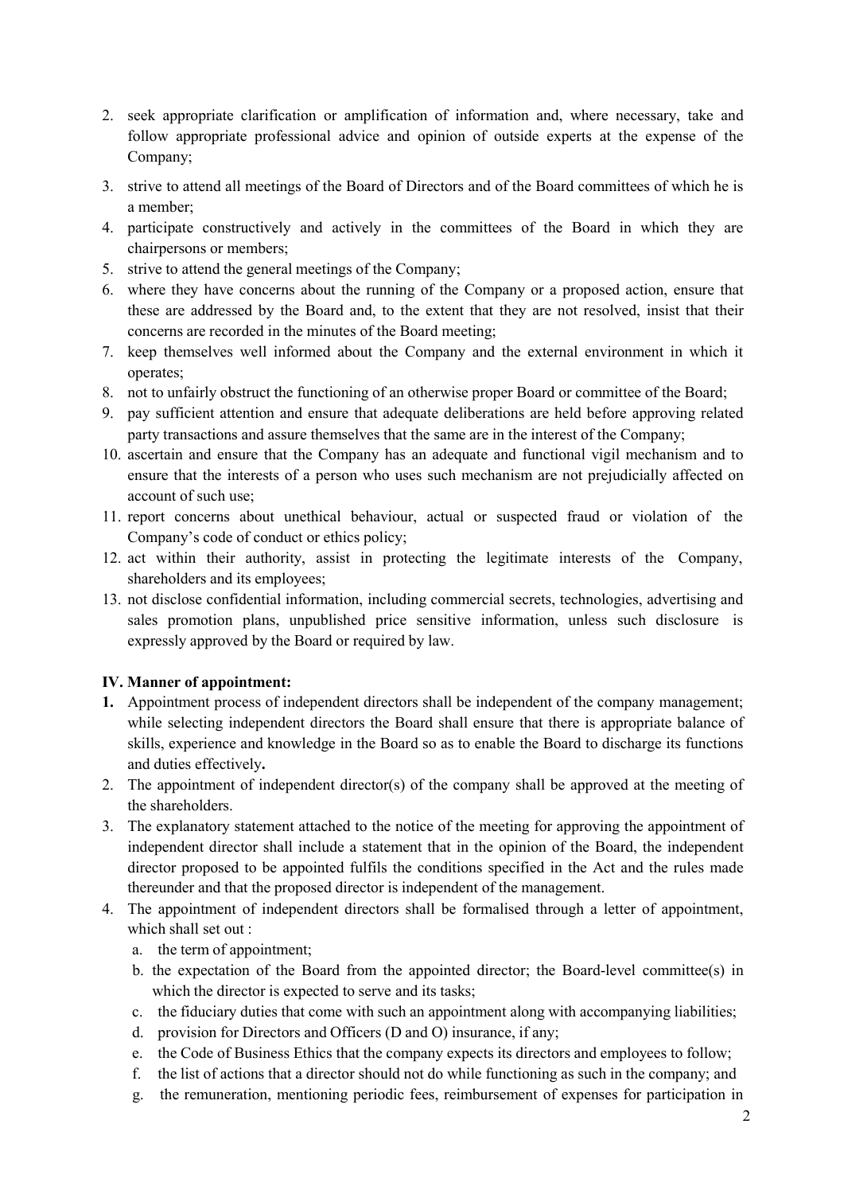2. seek appropriate clarification or amplification of information and, where necessary, take and follow appropriate professional advice and opinion of outside experts at the expense of the Company;
3. strive to attend all meetings of the Board of Directors and of the Board committees of which he is a member;
4. participate constructively and actively in the committees of the Board in which they are chairpersons or members;
5. strive to attend the general meetings of the Company;
6. where they have concerns about the running of the Company or a proposed action, ensure that these are addressed by the Board and, to the extent that they are not resolved, insist that their concerns are recorded in the minutes of the Board meeting;
7. keep themselves well informed about the Company and the external environment in which it operates;
8. not to unfairly obstruct the functioning of an otherwise proper Board or committee of the Board;
9. pay sufficient attention and ensure that adequate deliberations are held before approving related party transactions and assure themselves that the same are in the interest of the Company;
10. ascertain and ensure that the Company has an adequate and functional vigil mechanism and to ensure that the interests of a person who uses such mechanism are not prejudicially affected on account of such use;
11. report concerns about unethical behaviour, actual or suspected fraud or violation of the Company's code of conduct or ethics policy;
12. act within their authority, assist in protecting the legitimate interests of the Company, shareholders and its employees;
13. not disclose confidential information, including commercial secrets, technologies, advertising and sales promotion plans, unpublished price sensitive information, unless such disclosure is expressly approved by the Board or required by law.

**IV. Manner of appointment:**

**1.** Appointment process of independent directors shall be independent of the company management; while selecting independent directors the Board shall ensure that there is appropriate balance of skills, experience and knowledge in the Board so as to enable the Board to discharge its functions and duties effectively**.**

2. The appointment of independent director(s) of the company shall be approved at the meeting of the shareholders.
3. The explanatory statement attached to the notice of the meeting for approving the appointment of independent director shall include a statement that in the opinion of the Board, the independent director proposed to be appointed fulfils the conditions specified in the Act and the rules made thereunder and that the proposed director is independent of the management.
4. The appointment of independent directors shall be formalised through a letter of appointment, which shall set out :
   a. the term of appointment;
   b. the expectation of the Board from the appointed director; the Board-level committee(s) in which the director is expected to serve and its tasks;
   c. the fiduciary duties that come with such an appointment along with accompanying liabilities;
   d. provision for Directors and Officers (D and O) insurance, if any;
   e. the Code of Business Ethics that the company expects its directors and employees to follow;
   f. the list of actions that a director should not do while functioning as such in the company; and
   g. the remuneration, mentioning periodic fees, reimbursement of expenses for participation in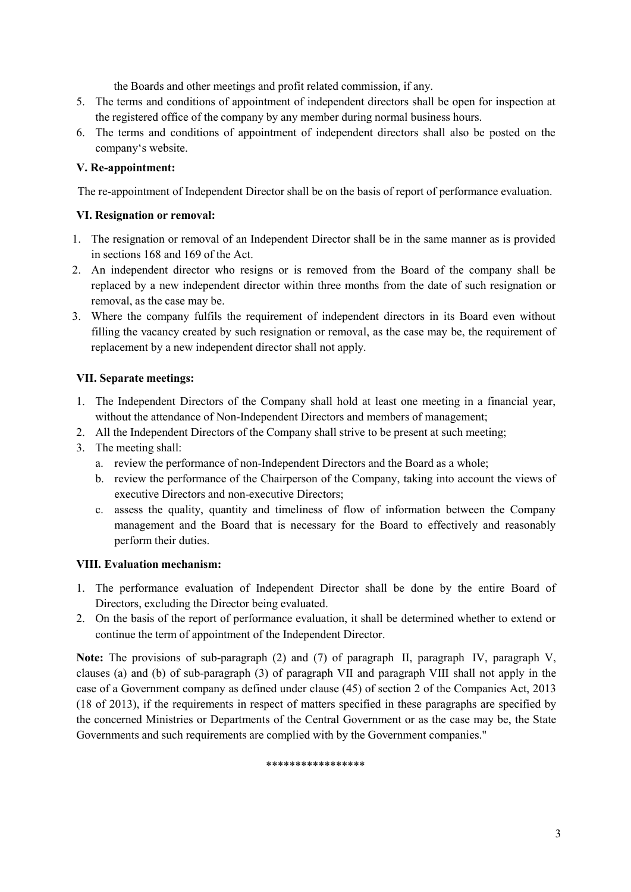the Boards and other meetings and profit related commission, if any.

5. The terms and conditions of appointment of independent directors shall be open for inspection at the registered office of the company by any member during normal business hours.
6. The terms and conditions of appointment of independent directors shall also be posted on the company's website.

**V. Re-appointment:**

The re-appointment of Independent Director shall be on the basis of report of performance evaluation.

**VI. Resignation or removal:**

1. The resignation or removal of an Independent Director shall be in the same manner as is provided in sections 168 and 169 of the Act.
2. An independent director who resigns or is removed from the Board of the company shall be replaced by a new independent director within three months from the date of such resignation or removal, as the case may be.
3. Where the company fulfils the requirement of independent directors in its Board even without filling the vacancy created by such resignation or removal, as the case may be, the requirement of replacement by a new independent director shall not apply.

**VII. Separate meetings:**

1. The Independent Directors of the Company shall hold at least one meeting in a financial year, without the attendance of Non-Independent Directors and members of management;
2. All the Independent Directors of the Company shall strive to be present at such meeting;
3. The meeting shall:
   a. review the performance of non-Independent Directors and the Board as a whole;
   b. review the performance of the Chairperson of the Company, taking into account the views of executive Directors and non-executive Directors;
   c. assess the quality, quantity and timeliness of flow of information between the Company management and the Board that is necessary for the Board to effectively and reasonably perform their duties.

**VIII. Evaluation mechanism:**

1. The performance evaluation of Independent Director shall be done by the entire Board of Directors, excluding the Director being evaluated.
2. On the basis of the report of performance evaluation, it shall be determined whether to extend or continue the term of appointment of the Independent Director.

**Note:** The provisions of sub-paragraph (2) and (7) of paragraph II, paragraph IV, paragraph V, clauses (a) and (b) of sub-paragraph (3) of paragraph VII and paragraph VIII shall not apply in the case of a Government company as defined under clause (45) of section 2 of the Companies Act, 2013 (18 of 2013), if the requirements in respect of matters specified in these paragraphs are specified by the concerned Ministries or Departments of the Central Government or as the case may be, the State Governments and such requirements are complied with by the Government companies."

*****************